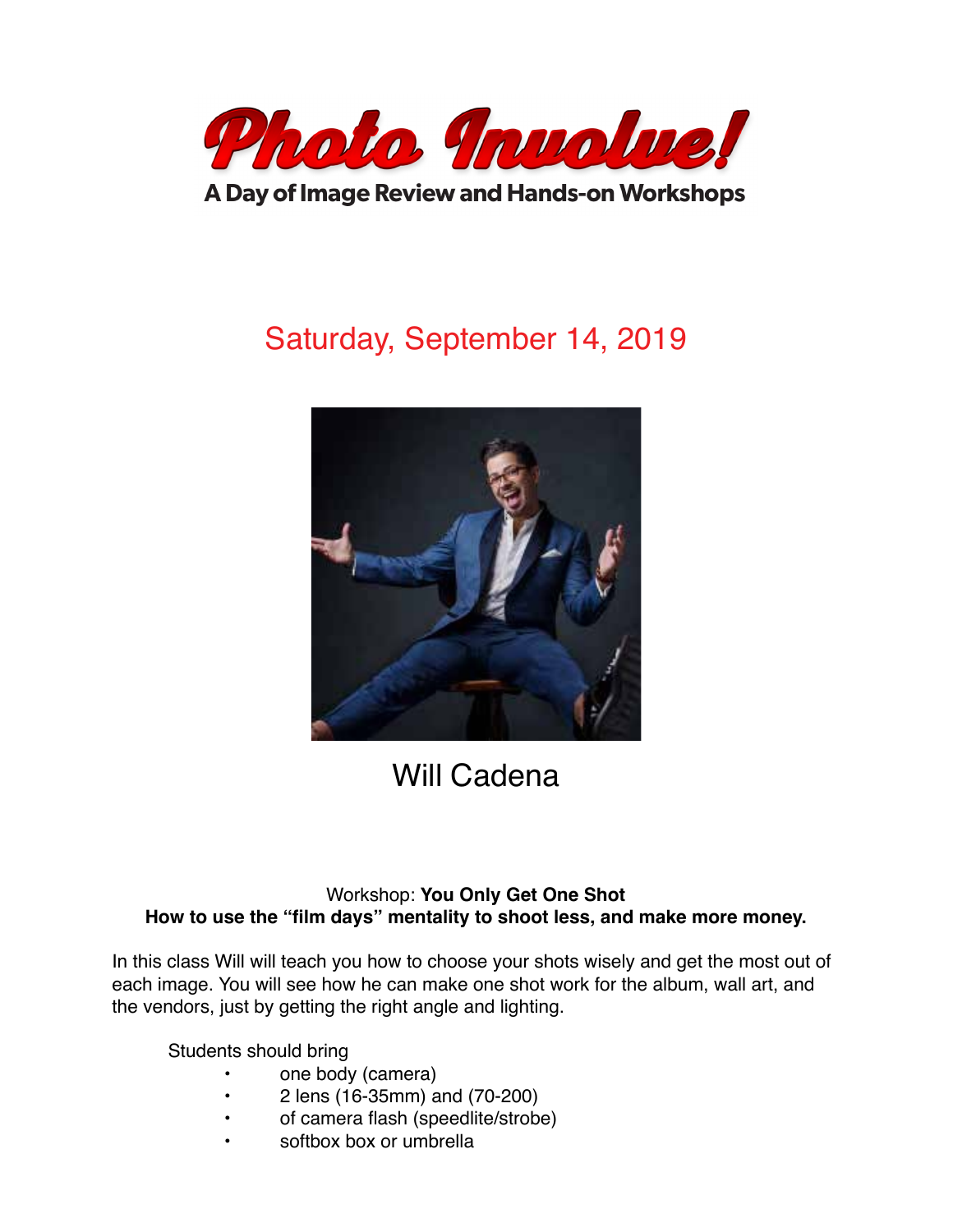# Photo Involve!

**A Day of Image Review and Hands-on Workshops**

Saturday, September 14, 2019

Will Cadena

Workshop: **You Only Get One Shot**

**How to use the "film days" mentality to shoot less, and make more money.**

In this class Will will teach you how to choose your shots wisely and get the most out of each image. You will see how he can make one shot work for the album, wall art, and the vendors, just by getting the right angle and lighting.

Students should bring

- one body (camera)
- 2 lens (16-35mm) and (70-200)
- of camera flash (speedlite/strobe)
- softbox box or umbrella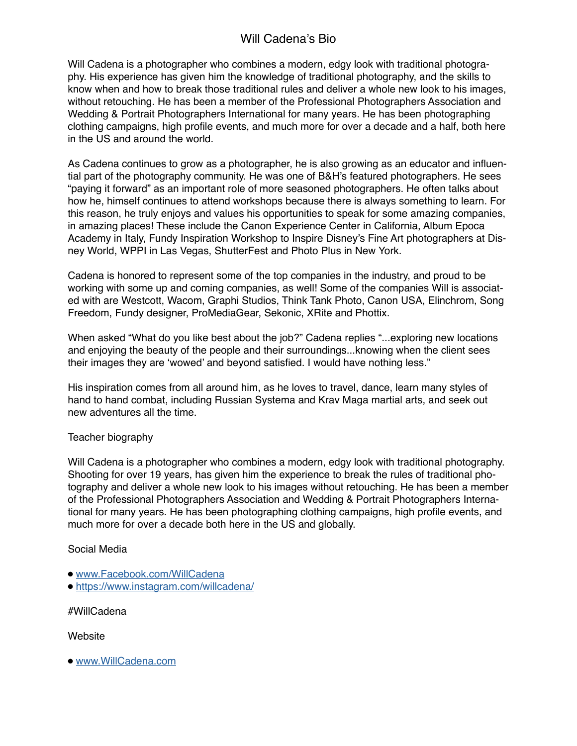# Will Cadena's Bio

Will Cadena is a photographer who combines a modern, edgy look with traditional photography. His experience has given him the knowledge of traditional photography, and the skills to know when and how to break those traditional rules and deliver a whole new look to his images, without retouching. He has been a member of the Professional Photographers Association and Wedding & Portrait Photographers International for many years. He has been photographing clothing campaigns, high profile events, and much more for over a decade and a half, both here in the US and around the world.

As Cadena continues to grow as a photographer, he is also growing as an educator and influential part of the photography community. He was one of B&H's featured photographers. He sees "paying it forward" as an important role of more seasoned photographers. He often talks about how he, himself continues to attend workshops because there is always something to learn. For this reason, he truly enjoys and values his opportunities to speak for some amazing companies, in amazing places! These include the Canon Experience Center in California, Album Epoca Academy in Italy, Fundy Inspiration Workshop to Inspire Disney's Fine Art photographers at Disney World, WPPI in Las Vegas, ShutterFest and Photo Plus in New York.

Cadena is honored to represent some of the top companies in the industry, and proud to be working with some up and coming companies, as well! Some of the companies Will is associated with are Westcott, Wacom, Graphi Studios, Think Tank Photo, Canon USA, Elinchrom, Song Freedom, Fundy designer, ProMediaGear, Sekonic, XRite and Phottix.

When asked "What do you like best about the job?" Cadena replies "...exploring new locations and enjoying the beauty of the people and their surroundings...knowing when the client sees their images they are 'wowed' and beyond satisfied. I would have nothing less."

His inspiration comes from all around him, as he loves to travel, dance, learn many styles of hand to hand combat, including Russian Systema and Krav Maga martial arts, and seek out new adventures all the time.

Teacher biography

Will Cadena is a photographer who combines a modern, edgy look with traditional photography. Shooting for over 19 years, has given him the experience to break the rules of traditional photography and deliver a whole new look to his images without retouching. He has been a member of the Professional Photographers Association and Wedding & Portrait Photographers International for many years. He has been photographing clothing campaigns, high profile events, and much more for over a decade both here in the US and globally.

Social Media

- www.Facebook.com/WillCadena
- https://www.instagram.com/willcadena/

#WillCadena

Website

- www.WillCadena.com